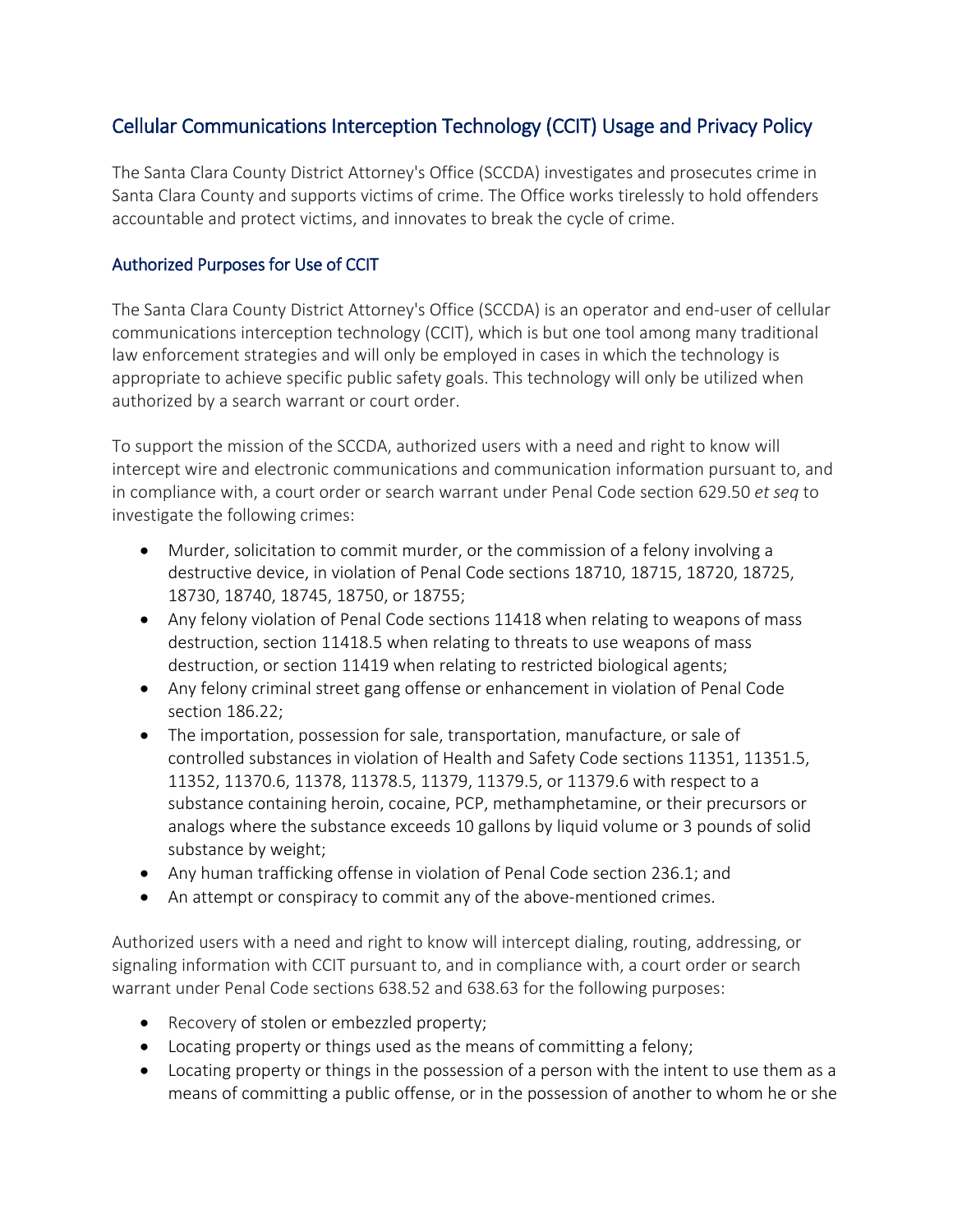## Cellular Communications Interception Technology (CCIT) Usage and Privacy Policy

The Santa Clara County District Attorney's Office (SCCDA) investigates and prosecutes crime in Santa Clara County and supports victims of crime. The Office works tirelessly to hold offenders accountable and protect victims, and innovates to break the cycle of crime.

### Authorized Purposes for Use of CCIT

The Santa Clara County District Attorney's Office (SCCDA) is an operator and end-user of cellular communications interception technology (CCIT), which is but one tool among many traditional law enforcement strategies and will only be employed in cases in which the technology is appropriate to achieve specific public safety goals. This technology will only be utilized when authorized by a search warrant or court order.

To support the mission of the SCCDA, authorized users with a need and right to know will intercept wire and electronic communications and communication information pursuant to, and in compliance with, a court order or search warrant under Penal Code section 629.50 *et seq* to investigate the following crimes:

- Murder, solicitation to commit murder, or the commission of a felony involving a destructive device, in violation of Penal Code sections 18710, 18715, 18720, 18725, 18730, 18740, 18745, 18750, or 18755;
- Any felony violation of Penal Code sections 11418 when relating to weapons of mass destruction, section 11418.5 when relating to threats to use weapons of mass destruction, or section 11419 when relating to restricted biological agents;
- Any felony criminal street gang offense or enhancement in violation of Penal Code section 186.22;
- The importation, possession for sale, transportation, manufacture, or sale of controlled substances in violation of Health and Safety Code sections 11351, 11351.5, 11352, 11370.6, 11378, 11378.5, 11379, 11379.5, or 11379.6 with respect to a substance containing heroin, cocaine, PCP, methamphetamine, or their precursors or analogs where the substance exceeds 10 gallons by liquid volume or 3 pounds of solid substance by weight;
- Any human trafficking offense in violation of Penal Code section 236.1; and
- An attempt or conspiracy to commit any of the above-mentioned crimes.

Authorized users with a need and right to know will intercept dialing, routing, addressing, or signaling information with CCIT pursuant to, and in compliance with, a court order or search warrant under Penal Code sections 638.52 and 638.63 for the following purposes:

- Recovery of stolen or embezzled property;
- Locating property or things used as the means of committing a felony;
- Locating property or things in the possession of a person with the intent to use them as a means of committing a public offense, or in the possession of another to whom he or she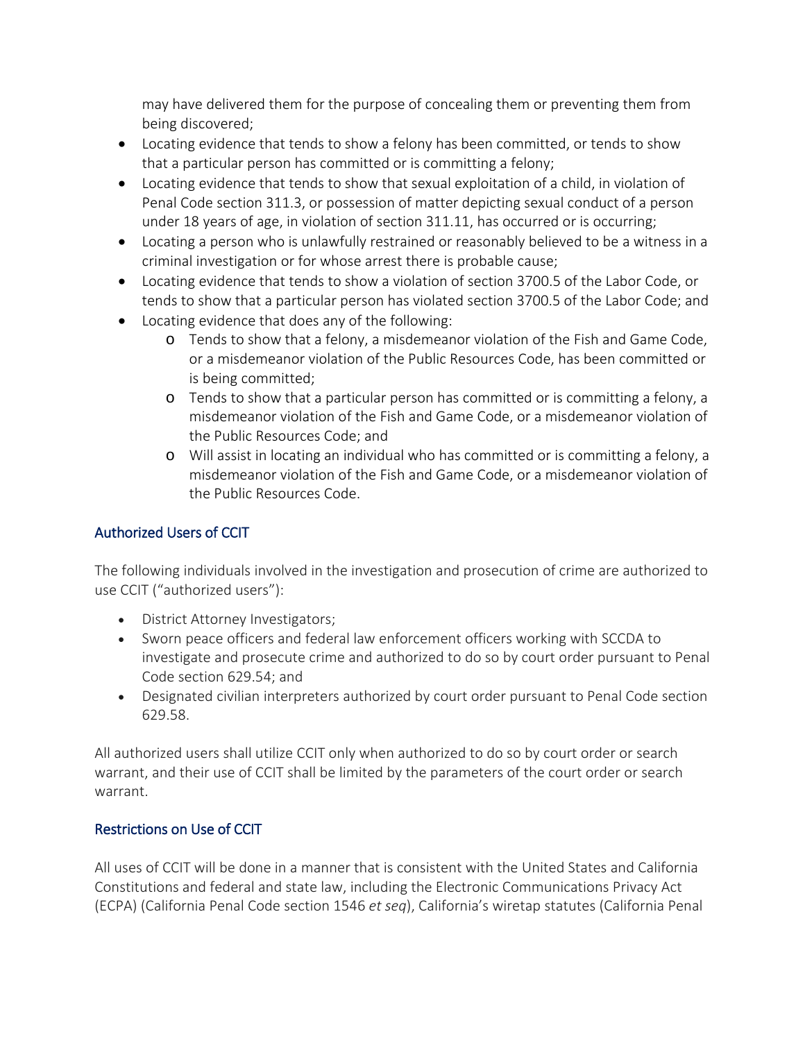may have delivered them for the purpose of concealing them or preventing them from being discovered;

- Locating evidence that tends to show a felony has been committed, or tends to show that a particular person has committed or is committing a felony;
- Locating evidence that tends to show that sexual exploitation of a child, in violation of Penal Code section 311.3, or possession of matter depicting sexual conduct of a person under 18 years of age, in violation of section 311.11, has occurred or is occurring;
- Locating a person who is unlawfully restrained or reasonably believed to be a witness in a criminal investigation or for whose arrest there is probable cause;
- Locating evidence that tends to show a violation of section 3700.5 of the Labor Code, or tends to show that a particular person has violated section 3700.5 of the Labor Code; and
- Locating evidence that does any of the following:
    - Tends to show that a felony, a misdemeanor violation of the Fish and Game Code, or a misdemeanor violation of the Public Resources Code, has been committed or is being committed;
    - Tends to show that a particular person has committed or is committing a felony, a misdemeanor violation of the Fish and Game Code, or a misdemeanor violation of the Public Resources Code; and
    - Will assist in locating an individual who has committed or is committing a felony, a misdemeanor violation of the Fish and Game Code, or a misdemeanor violation of the Public Resources Code.

### Authorized Users of CCIT

The following individuals involved in the investigation and prosecution of crime are authorized to use CCIT ("authorized users"):

- District Attorney Investigators;
- Sworn peace officers and federal law enforcement officers working with SCCDA to investigate and prosecute crime and authorized to do so by court order pursuant to Penal Code section 629.54; and
- Designated civilian interpreters authorized by court order pursuant to Penal Code section 629.58.

All authorized users shall utilize CCIT only when authorized to do so by court order or search warrant, and their use of CCIT shall be limited by the parameters of the court order or search warrant.

### Restrictions on Use of CCIT

All uses of CCIT will be done in a manner that is consistent with the United States and California Constitutions and federal and state law, including the Electronic Communications Privacy Act (ECPA) (California Penal Code section 1546 *et seq*), California's wiretap statutes (California Penal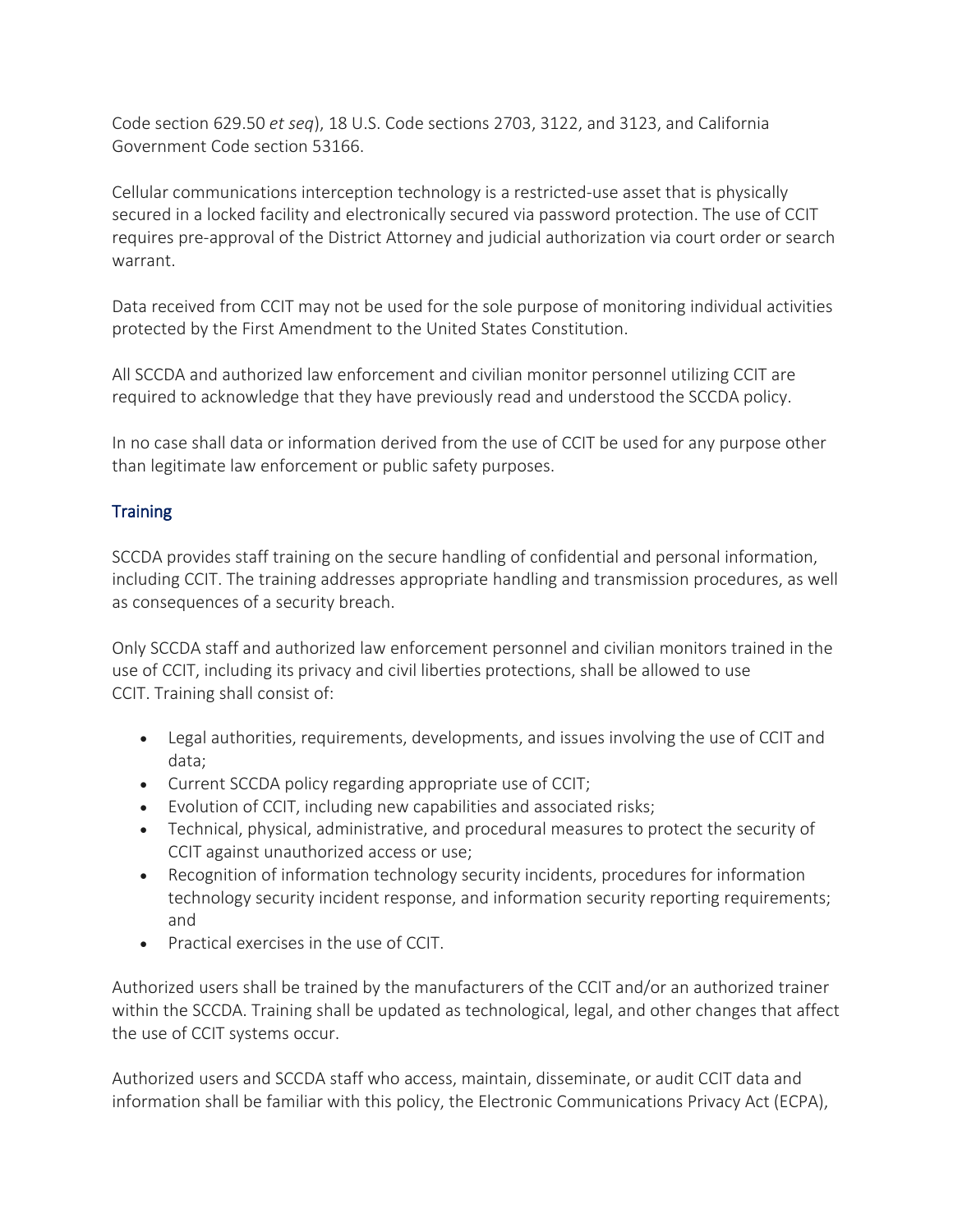Code section 629.50 *et seq*), 18 U.S. Code sections 2703, 3122, and 3123, and California Government Code section 53166.

Cellular communications interception technology is a restricted-use asset that is physically secured in a locked facility and electronically secured via password protection. The use of CCIT requires pre-approval of the District Attorney and judicial authorization via court order or search warrant.

Data received from CCIT may not be used for the sole purpose of monitoring individual activities protected by the First Amendment to the United States Constitution.

All SCCDA and authorized law enforcement and civilian monitor personnel utilizing CCIT are required to acknowledge that they have previously read and understood the SCCDA policy.

In no case shall data or information derived from the use of CCIT be used for any purpose other than legitimate law enforcement or public safety purposes.

## Training

SCCDA provides staff training on the secure handling of confidential and personal information, including CCIT. The training addresses appropriate handling and transmission procedures, as well as consequences of a security breach.

Only SCCDA staff and authorized law enforcement personnel and civilian monitors trained in the use of CCIT, including its privacy and civil liberties protections, shall be allowed to use CCIT. Training shall consist of:

- Legal authorities, requirements, developments, and issues involving the use of CCIT and data;
- Current SCCDA policy regarding appropriate use of CCIT;
- Evolution of CCIT, including new capabilities and associated risks;
- Technical, physical, administrative, and procedural measures to protect the security of CCIT against unauthorized access or use;
- Recognition of information technology security incidents, procedures for information technology security incident response, and information security reporting requirements; and
- Practical exercises in the use of CCIT.

Authorized users shall be trained by the manufacturers of the CCIT and/or an authorized trainer within the SCCDA. Training shall be updated as technological, legal, and other changes that affect the use of CCIT systems occur.

Authorized users and SCCDA staff who access, maintain, disseminate, or audit CCIT data and information shall be familiar with this policy, the Electronic Communications Privacy Act (ECPA),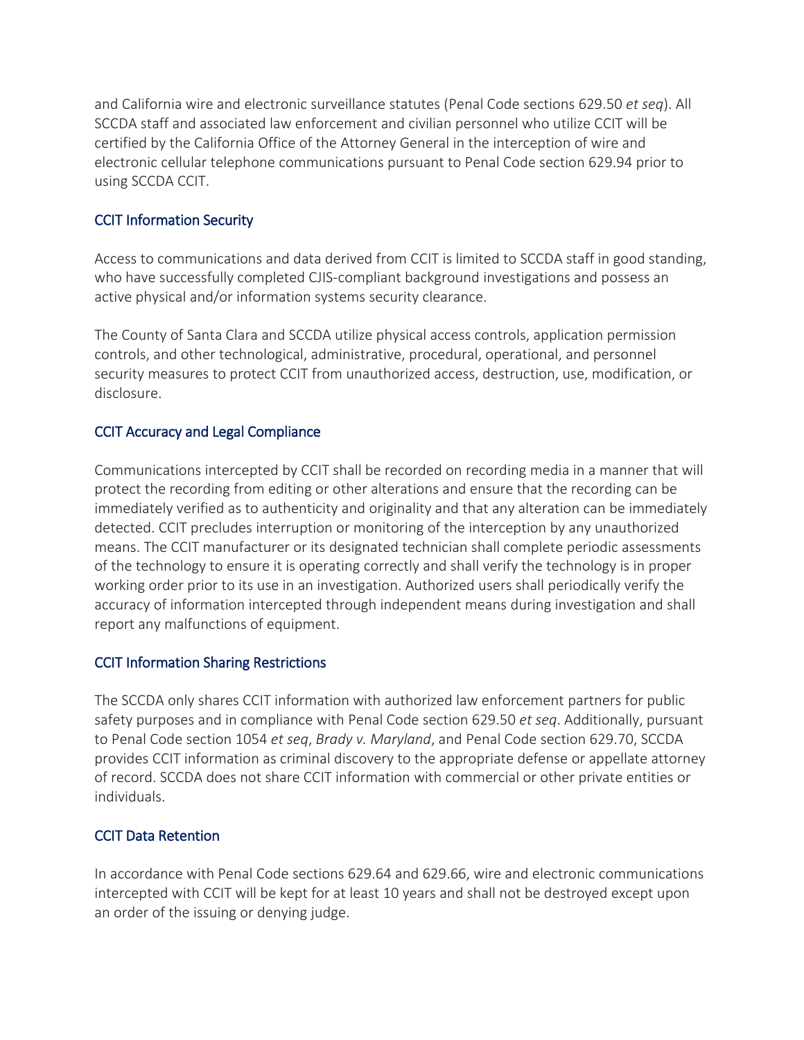and California wire and electronic surveillance statutes (Penal Code sections 629.50 *et seq*). All SCCDA staff and associated law enforcement and civilian personnel who utilize CCIT will be certified by the California Office of the Attorney General in the interception of wire and electronic cellular telephone communications pursuant to Penal Code section 629.94 prior to using SCCDA CCIT.

### CCIT Information Security

Access to communications and data derived from CCIT is limited to SCCDA staff in good standing, who have successfully completed CJIS-compliant background investigations and possess an active physical and/or information systems security clearance.

The County of Santa Clara and SCCDA utilize physical access controls, application permission controls, and other technological, administrative, procedural, operational, and personnel security measures to protect CCIT from unauthorized access, destruction, use, modification, or disclosure.

### CCIT Accuracy and Legal Compliance

Communications intercepted by CCIT shall be recorded on recording media in a manner that will protect the recording from editing or other alterations and ensure that the recording can be immediately verified as to authenticity and originality and that any alteration can be immediately detected. CCIT precludes interruption or monitoring of the interception by any unauthorized means. The CCIT manufacturer or its designated technician shall complete periodic assessments of the technology to ensure it is operating correctly and shall verify the technology is in proper working order prior to its use in an investigation. Authorized users shall periodically verify the accuracy of information intercepted through independent means during investigation and shall report any malfunctions of equipment.

### CCIT Information Sharing Restrictions

The SCCDA only shares CCIT information with authorized law enforcement partners for public safety purposes and in compliance with Penal Code section 629.50 *et seq*. Additionally, pursuant to Penal Code section 1054 *et seq*, *Brady v. Maryland*, and Penal Code section 629.70, SCCDA provides CCIT information as criminal discovery to the appropriate defense or appellate attorney of record. SCCDA does not share CCIT information with commercial or other private entities or individuals.

### CCIT Data Retention

In accordance with Penal Code sections 629.64 and 629.66, wire and electronic communications intercepted with CCIT will be kept for at least 10 years and shall not be destroyed except upon an order of the issuing or denying judge.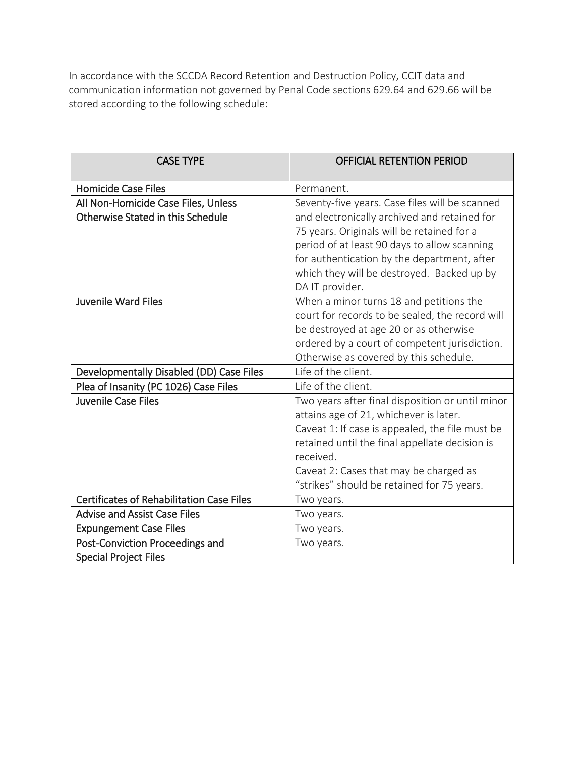In accordance with the SCCDA Record Retention and Destruction Policy, CCIT data and communication information not governed by Penal Code sections 629.64 and 629.66 will be stored according to the following schedule:

| CASE TYPE | OFFICIAL RETENTION PERIOD |
| --- | --- |
| Homicide Case Files | Permanent. |
| All Non-Homicide Case Files, Unless Otherwise Stated in this Schedule | Seventy-five years. Case files will be scanned and electronically archived and retained for 75 years. Originals will be retained for a period of at least 90 days to allow scanning for authentication by the department, after which they will be destroyed. Backed up by DA IT provider. |
| Juvenile Ward Files | When a minor turns 18 and petitions the court for records to be sealed, the record will be destroyed at age 20 or as otherwise ordered by a court of competent jurisdiction. Otherwise as covered by this schedule. |
| Developmentally Disabled (DD) Case Files | Life of the client. |
| Plea of Insanity (PC 1026) Case Files | Life of the client. |
| Juvenile Case Files | Two years after final disposition or until minor attains age of 21, whichever is later. Caveat 1: If case is appealed, the file must be retained until the final appellate decision is received. Caveat 2: Cases that may be charged as "strikes" should be retained for 75 years. |
| Certificates of Rehabilitation Case Files | Two years. |
| Advise and Assist Case Files | Two years. |
| Expungement Case Files | Two years. |
| Post-Conviction Proceedings and Special Project Files | Two years. |